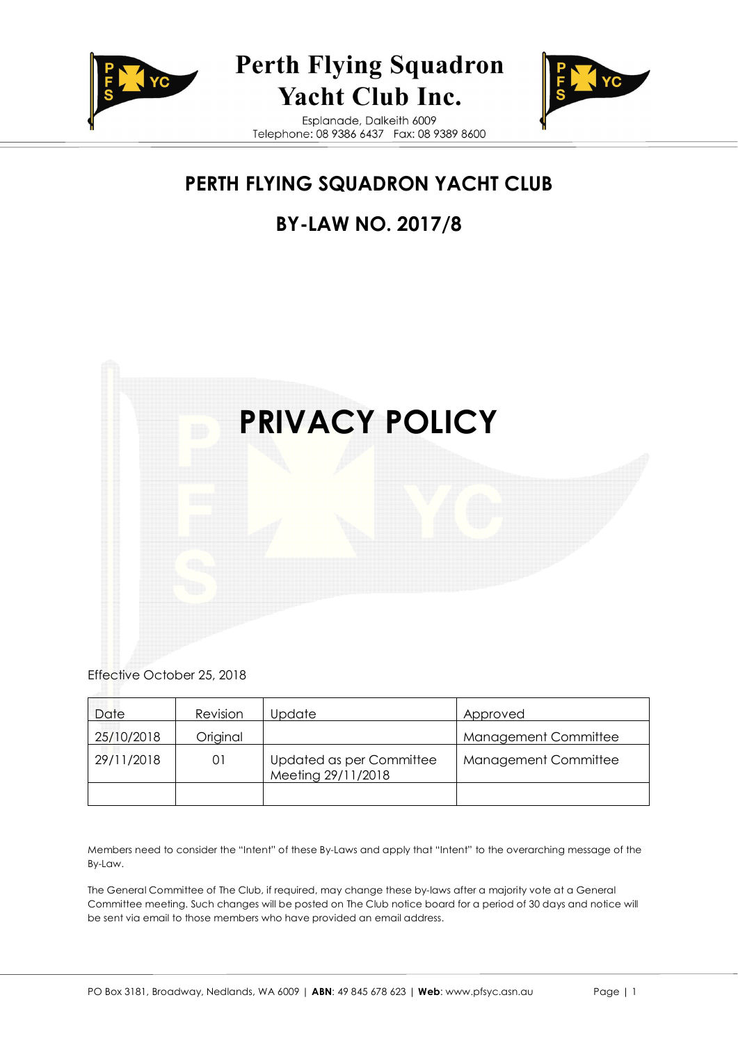# Perth Flying Squadron Yacht Club Inc.

Esplanade, Dalkeith 6009
Telephone: 08 9386 6437 Fax: 08 9389 8600

## PERTH FLYING SQUADRON YACHT CLUB

## BY-LAW NO. 2017/8

# PRIVACY POLICY

Effective October 25, 2018

| Date | Revision | Update | Approved |
|---|---|---|---|
| 25/10/2018 | Original | | Management Committee |
| 29/11/2018 | 01 | Updated as per Committee Meeting 29/11/2018 | Management Committee |
| | | | |

Members need to consider the "Intent" of these By-Laws and apply that "Intent" to the overarching message of the By-Law.

The General Committee of The Club, if required, may change these by-laws after a majority vote at a General Committee meeting. Such changes will be posted on The Club notice board for a period of 30 days and notice will be sent via email to those members who have provided an email address.

PO Box 3181, Broadway, Nedlands, WA 6009 | **ABN**: 49 845 678 623 | **Web**: www.pfsyc.asn.au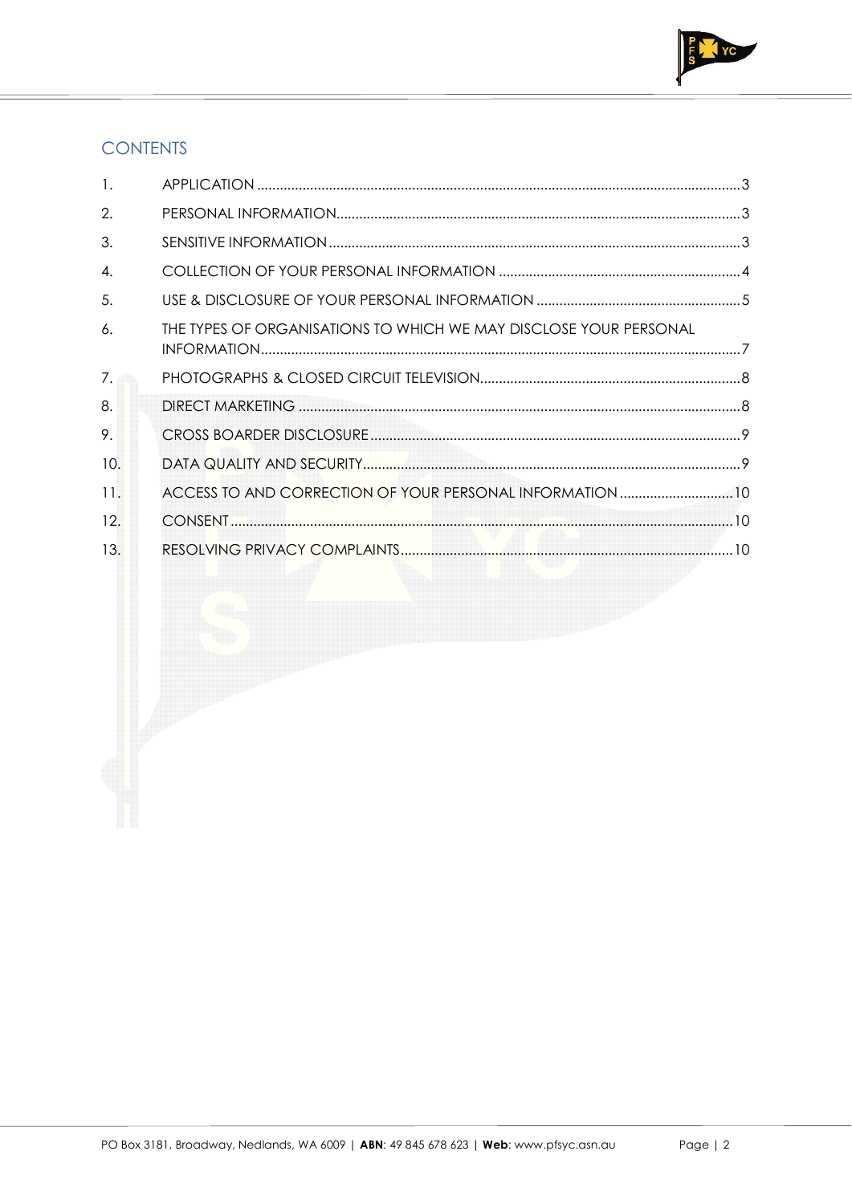## CONTENTS

1. APPLICATION ... 3
2. PERSONAL INFORMATION ... 3
3. SENSITIVE INFORMATION ... 3
4. COLLECTION OF YOUR PERSONAL INFORMATION ... 4
5. USE & DISCLOSURE OF YOUR PERSONAL INFORMATION ... 5
6. THE TYPES OF ORGANISATIONS TO WHICH WE MAY DISCLOSE YOUR PERSONAL INFORMATION ... 7
7. PHOTOGRAPHS & CLOSED CIRCUIT TELEVISION ... 8
8. DIRECT MARKETING ... 8
9. CROSS BOARDER DISCLOSURE ... 9
10. DATA QUALITY AND SECURITY ... 9
11. ACCESS TO AND CORRECTION OF YOUR PERSONAL INFORMATION ... 10
12. CONSENT ... 10
13. RESOLVING PRIVACY COMPLAINTS ... 10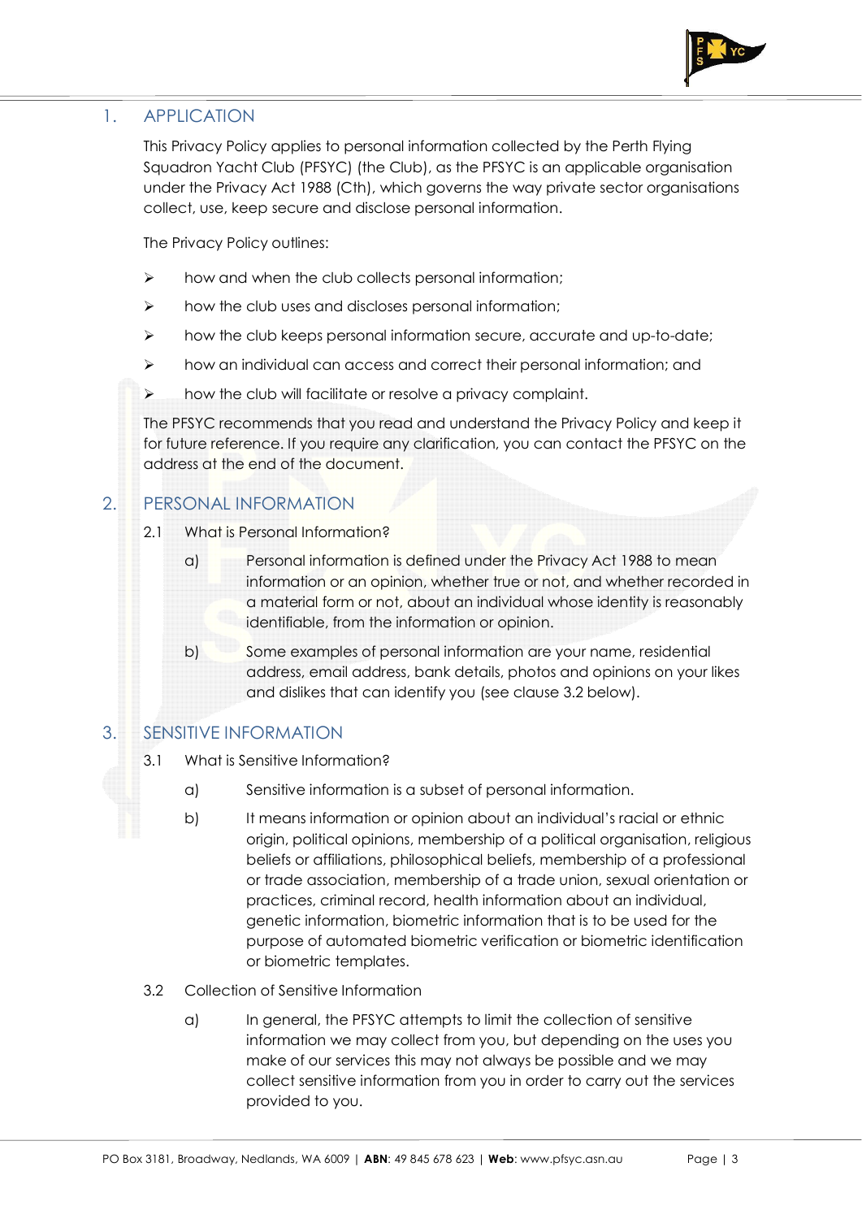## 1. APPLICATION

This Privacy Policy applies to personal information collected by the Perth Flying Squadron Yacht Club (PFSYC) (the Club), as the PFSYC is an applicable organisation under the Privacy Act 1988 (Cth), which governs the way private sector organisations collect, use, keep secure and disclose personal information.

The Privacy Policy outlines:

- how and when the club collects personal information;
- how the club uses and discloses personal information;
- how the club keeps personal information secure, accurate and up-to-date;
- how an individual can access and correct their personal information; and
- how the club will facilitate or resolve a privacy complaint.

The PFSYC recommends that you read and understand the Privacy Policy and keep it for future reference. If you require any clarification, you can contact the PFSYC on the address at the end of the document.

## 2. PERSONAL INFORMATION

2.1 What is Personal Information?

a) Personal information is defined under the Privacy Act 1988 to mean information or an opinion, whether true or not, and whether recorded in a material form or not, about an individual whose identity is reasonably identifiable, from the information or opinion.

b) Some examples of personal information are your name, residential address, email address, bank details, photos and opinions on your likes and dislikes that can identify you (see clause 3.2 below).

## 3. SENSITIVE INFORMATION

3.1 What is Sensitive Information?

a) Sensitive information is a subset of personal information.

b) It means information or opinion about an individual's racial or ethnic origin, political opinions, membership of a political organisation, religious beliefs or affiliations, philosophical beliefs, membership of a professional or trade association, membership of a trade union, sexual orientation or practices, criminal record, health information about an individual, genetic information, biometric information that is to be used for the purpose of automated biometric verification or biometric identification or biometric templates.

3.2 Collection of Sensitive Information

a) In general, the PFSYC attempts to limit the collection of sensitive information we may collect from you, but depending on the uses you make of our services this may not always be possible and we may collect sensitive information from you in order to carry out the services provided to you.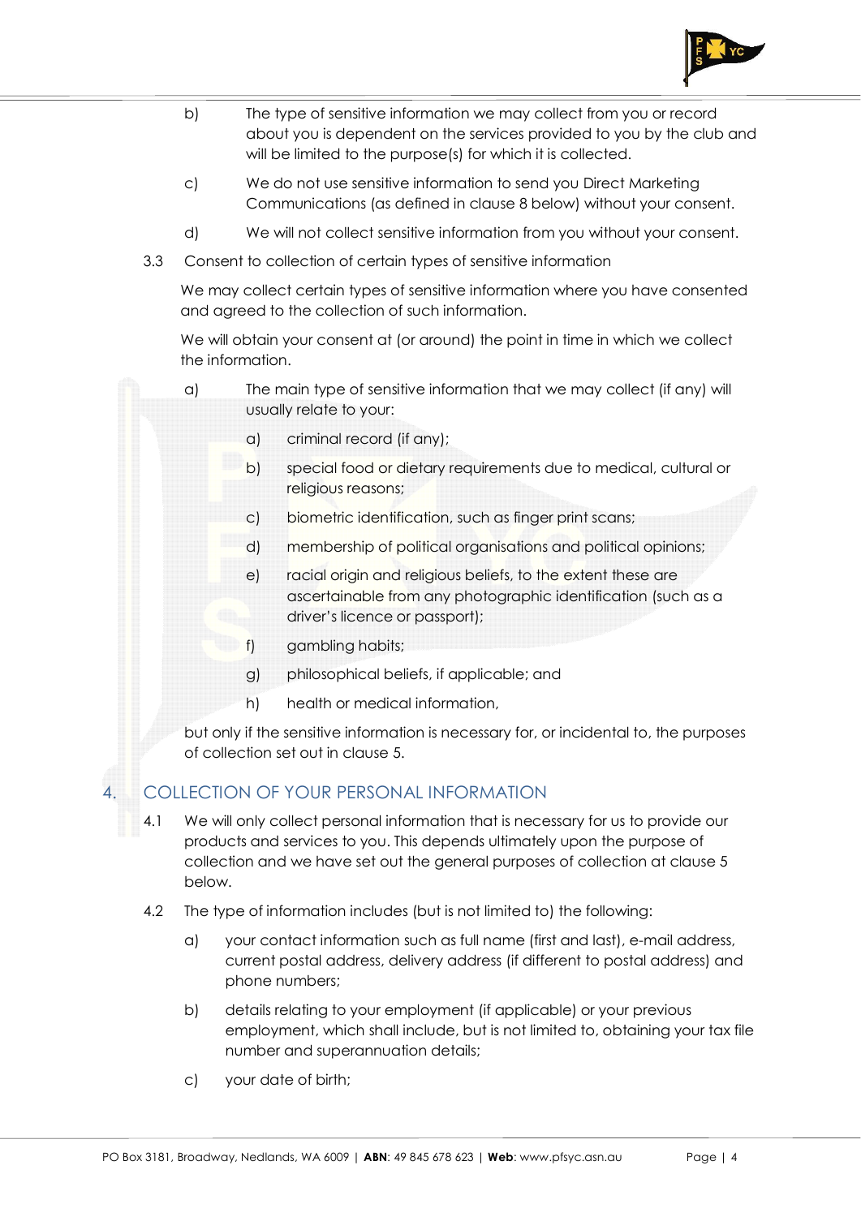b) The type of sensitive information we may collect from you or record about you is dependent on the services provided to you by the club and will be limited to the purpose(s) for which it is collected.

c) We do not use sensitive information to send you Direct Marketing Communications (as defined in clause 8 below) without your consent.

d) We will not collect sensitive information from you without your consent.

3.3 Consent to collection of certain types of sensitive information

We may collect certain types of sensitive information where you have consented and agreed to the collection of such information.

We will obtain your consent at (or around) the point in time in which we collect the information.

a) The main type of sensitive information that we may collect (if any) will usually relate to your:

  a) criminal record (if any);

  b) special food or dietary requirements due to medical, cultural or religious reasons;

  c) biometric identification, such as finger print scans;

  d) membership of political organisations and political opinions;

  e) racial origin and religious beliefs, to the extent these are ascertainable from any photographic identification (such as a driver's licence or passport);

  f) gambling habits;

  g) philosophical beliefs, if applicable; and

  h) health or medical information,

but only if the sensitive information is necessary for, or incidental to, the purposes of collection set out in clause 5.

## 4. COLLECTION OF YOUR PERSONAL INFORMATION

4.1 We will only collect personal information that is necessary for us to provide our products and services to you. This depends ultimately upon the purpose of collection and we have set out the general purposes of collection at clause 5 below.

4.2 The type of information includes (but is not limited to) the following:

a) your contact information such as full name (first and last), e-mail address, current postal address, delivery address (if different to postal address) and phone numbers;

b) details relating to your employment (if applicable) or your previous employment, which shall include, but is not limited to, obtaining your tax file number and superannuation details;

c) your date of birth;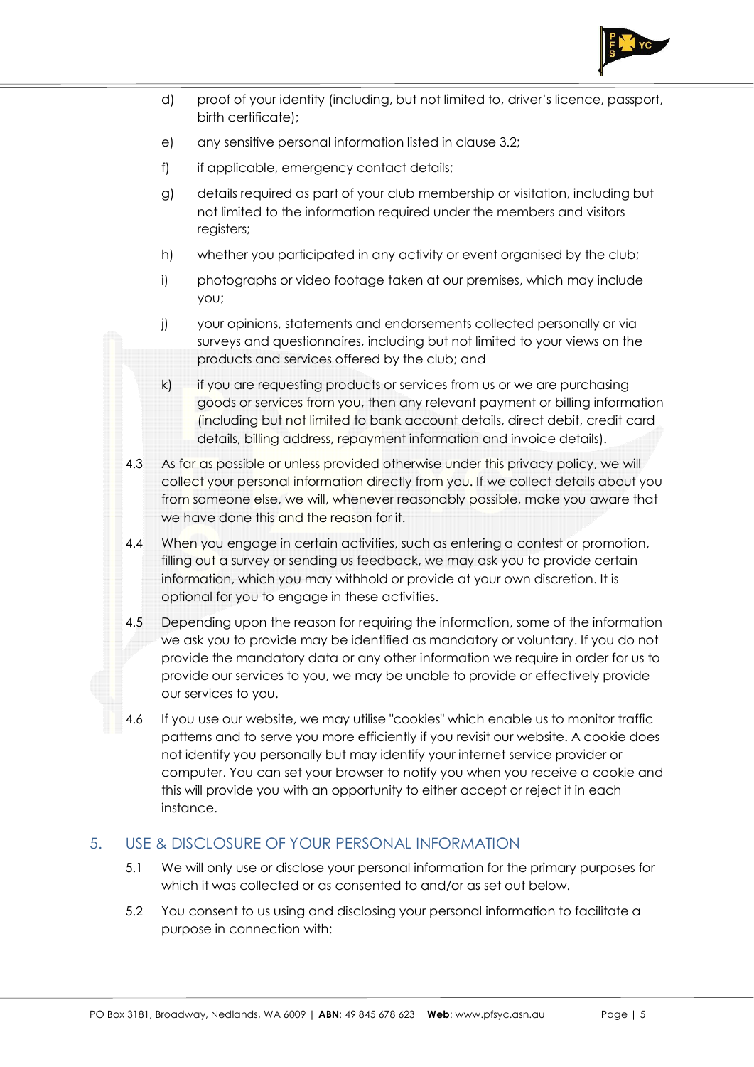d) proof of your identity (including, but not limited to, driver's licence, passport, birth certificate);

e) any sensitive personal information listed in clause 3.2;

f) if applicable, emergency contact details;

g) details required as part of your club membership or visitation, including but not limited to the information required under the members and visitors registers;

h) whether you participated in any activity or event organised by the club;

i) photographs or video footage taken at our premises, which may include you;

j) your opinions, statements and endorsements collected personally or via surveys and questionnaires, including but not limited to your views on the products and services offered by the club; and

k) if you are requesting products or services from us or we are purchasing goods or services from you, then any relevant payment or billing information (including but not limited to bank account details, direct debit, credit card details, billing address, repayment information and invoice details).

4.3 As far as possible or unless provided otherwise under this privacy policy, we will collect your personal information directly from you. If we collect details about you from someone else, we will, whenever reasonably possible, make you aware that we have done this and the reason for it.

4.4 When you engage in certain activities, such as entering a contest or promotion, filling out a survey or sending us feedback, we may ask you to provide certain information, which you may withhold or provide at your own discretion. It is optional for you to engage in these activities.

4.5 Depending upon the reason for requiring the information, some of the information we ask you to provide may be identified as mandatory or voluntary. If you do not provide the mandatory data or any other information we require in order for us to provide our services to you, we may be unable to provide or effectively provide our services to you.

4.6 If you use our website, we may utilise "cookies" which enable us to monitor traffic patterns and to serve you more efficiently if you revisit our website. A cookie does not identify you personally but may identify your internet service provider or computer. You can set your browser to notify you when you receive a cookie and this will provide you with an opportunity to either accept or reject it in each instance.

## 5. USE & DISCLOSURE OF YOUR PERSONAL INFORMATION

5.1 We will only use or disclose your personal information for the primary purposes for which it was collected or as consented to and/or as set out below.

5.2 You consent to us using and disclosing your personal information to facilitate a purpose in connection with: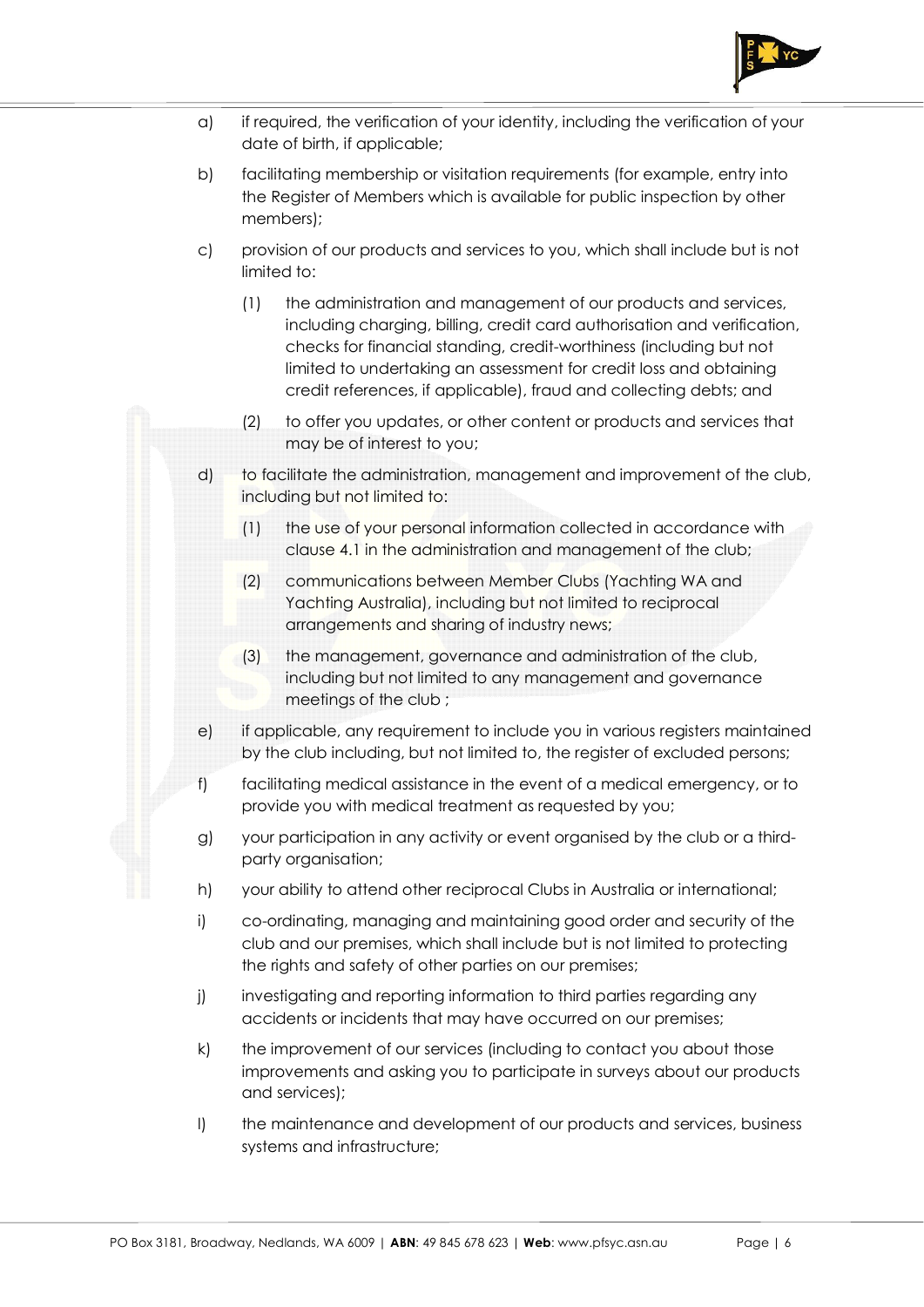a) if required, the verification of your identity, including the verification of your date of birth, if applicable;

b) facilitating membership or visitation requirements (for example, entry into the Register of Members which is available for public inspection by other members);

c) provision of our products and services to you, which shall include but is not limited to:

   (1) the administration and management of our products and services, including charging, billing, credit card authorisation and verification, checks for financial standing, credit-worthiness (including but not limited to undertaking an assessment for credit loss and obtaining credit references, if applicable), fraud and collecting debts; and

   (2) to offer you updates, or other content or products and services that may be of interest to you;

d) to facilitate the administration, management and improvement of the club, including but not limited to:

   (1) the use of your personal information collected in accordance with clause 4.1 in the administration and management of the club;

   (2) communications between Member Clubs (Yachting WA and Yachting Australia), including but not limited to reciprocal arrangements and sharing of industry news;

   (3) the management, governance and administration of the club, including but not limited to any management and governance meetings of the club ;

e) if applicable, any requirement to include you in various registers maintained by the club including, but not limited to, the register of excluded persons;

f) facilitating medical assistance in the event of a medical emergency, or to provide you with medical treatment as requested by you;

g) your participation in any activity or event organised by the club or a third-party organisation;

h) your ability to attend other reciprocal Clubs in Australia or international;

i) co-ordinating, managing and maintaining good order and security of the club and our premises, which shall include but is not limited to protecting the rights and safety of other parties on our premises;

j) investigating and reporting information to third parties regarding any accidents or incidents that may have occurred on our premises;

k) the improvement of our services (including to contact you about those improvements and asking you to participate in surveys about our products and services);

l) the maintenance and development of our products and services, business systems and infrastructure;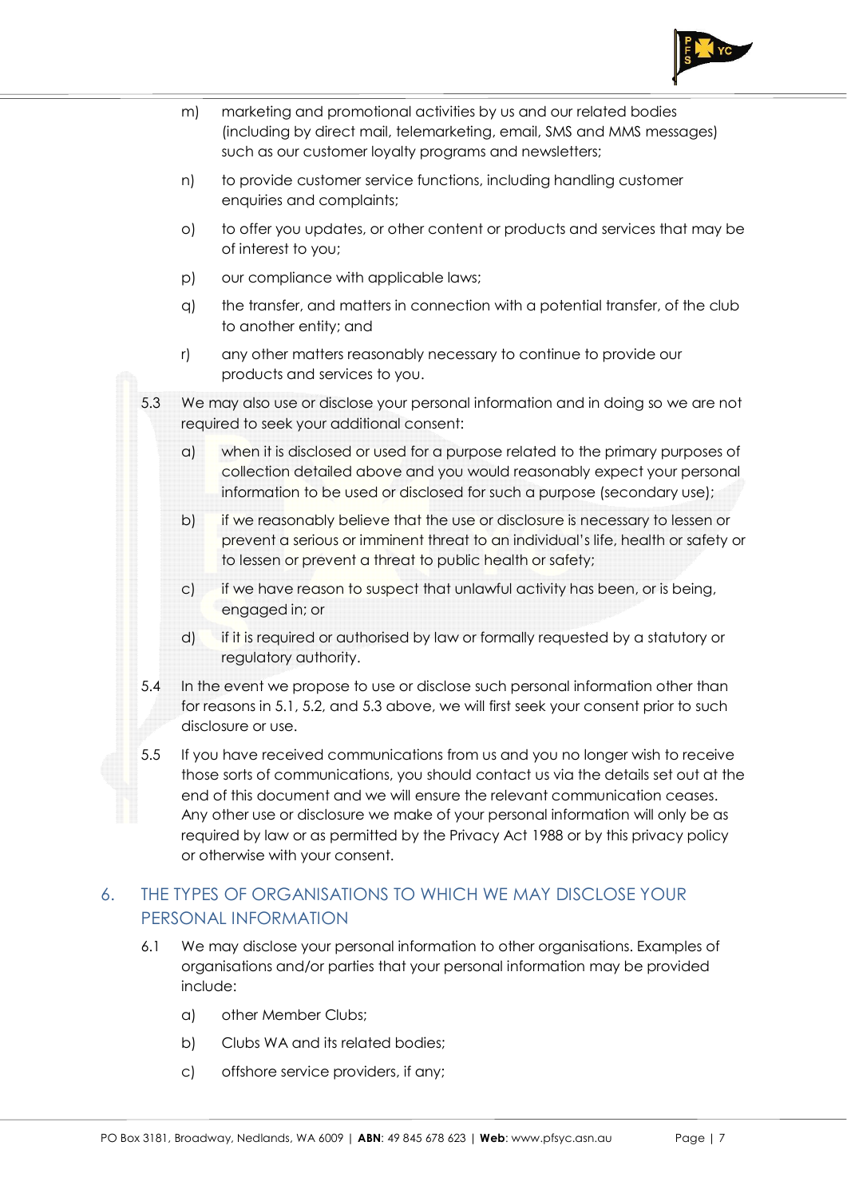m) marketing and promotional activities by us and our related bodies (including by direct mail, telemarketing, email, SMS and MMS messages) such as our customer loyalty programs and newsletters;

n) to provide customer service functions, including handling customer enquiries and complaints;

o) to offer you updates, or other content or products and services that may be of interest to you;

p) our compliance with applicable laws;

q) the transfer, and matters in connection with a potential transfer, of the club to another entity; and

r) any other matters reasonably necessary to continue to provide our products and services to you.

5.3 We may also use or disclose your personal information and in doing so we are not required to seek your additional consent:

a) when it is disclosed or used for a purpose related to the primary purposes of collection detailed above and you would reasonably expect your personal information to be used or disclosed for such a purpose (secondary use);

b) if we reasonably believe that the use or disclosure is necessary to lessen or prevent a serious or imminent threat to an individual's life, health or safety or to lessen or prevent a threat to public health or safety;

c) if we have reason to suspect that unlawful activity has been, or is being, engaged in; or

d) if it is required or authorised by law or formally requested by a statutory or regulatory authority.

5.4 In the event we propose to use or disclose such personal information other than for reasons in 5.1, 5.2, and 5.3 above, we will first seek your consent prior to such disclosure or use.

5.5 If you have received communications from us and you no longer wish to receive those sorts of communications, you should contact us via the details set out at the end of this document and we will ensure the relevant communication ceases. Any other use or disclosure we make of your personal information will only be as required by law or as permitted by the Privacy Act 1988 or by this privacy policy or otherwise with your consent.

## 6. THE TYPES OF ORGANISATIONS TO WHICH WE MAY DISCLOSE YOUR PERSONAL INFORMATION

6.1 We may disclose your personal information to other organisations. Examples of organisations and/or parties that your personal information may be provided include:

a) other Member Clubs;

b) Clubs WA and its related bodies;

c) offshore service providers, if any;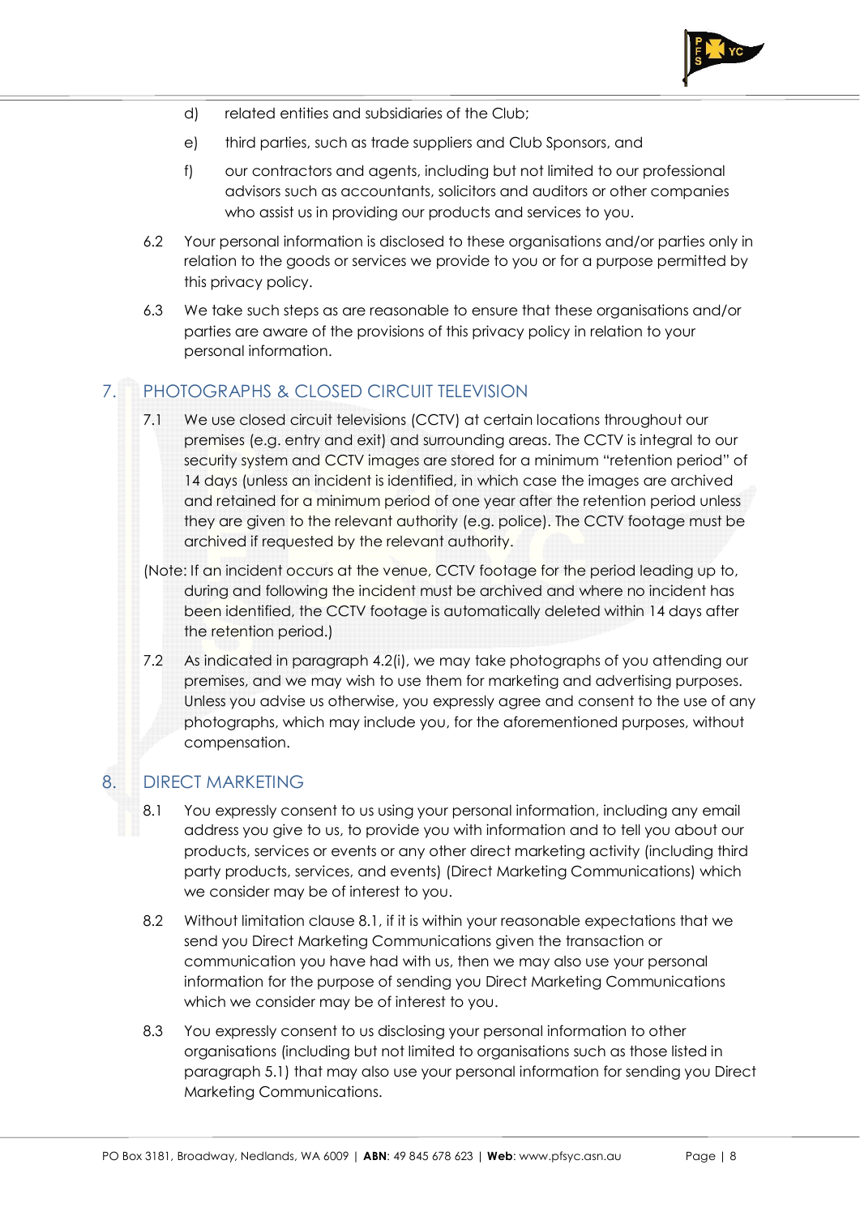d) related entities and subsidiaries of the Club;

e) third parties, such as trade suppliers and Club Sponsors, and

f) our contractors and agents, including but not limited to our professional advisors such as accountants, solicitors and auditors or other companies who assist us in providing our products and services to you.

6.2 Your personal information is disclosed to these organisations and/or parties only in relation to the goods or services we provide to you or for a purpose permitted by this privacy policy.

6.3 We take such steps as are reasonable to ensure that these organisations and/or parties are aware of the provisions of this privacy policy in relation to your personal information.

## 7. PHOTOGRAPHS & CLOSED CIRCUIT TELEVISION

7.1 We use closed circuit televisions (CCTV) at certain locations throughout our premises (e.g. entry and exit) and surrounding areas. The CCTV is integral to our security system and CCTV images are stored for a minimum "retention period" of 14 days (unless an incident is identified, in which case the images are archived and retained for a minimum period of one year after the retention period unless they are given to the relevant authority (e.g. police). The CCTV footage must be archived if requested by the relevant authority.

(Note: If an incident occurs at the venue, CCTV footage for the period leading up to, during and following the incident must be archived and where no incident has been identified, the CCTV footage is automatically deleted within 14 days after the retention period.)

7.2 As indicated in paragraph 4.2(i), we may take photographs of you attending our premises, and we may wish to use them for marketing and advertising purposes. Unless you advise us otherwise, you expressly agree and consent to the use of any photographs, which may include you, for the aforementioned purposes, without compensation.

## 8. DIRECT MARKETING

8.1 You expressly consent to us using your personal information, including any email address you give to us, to provide you with information and to tell you about our products, services or events or any other direct marketing activity (including third party products, services, and events) (Direct Marketing Communications) which we consider may be of interest to you.

8.2 Without limitation clause 8.1, if it is within your reasonable expectations that we send you Direct Marketing Communications given the transaction or communication you have had with us, then we may also use your personal information for the purpose of sending you Direct Marketing Communications which we consider may be of interest to you.

8.3 You expressly consent to us disclosing your personal information to other organisations (including but not limited to organisations such as those listed in paragraph 5.1) that may also use your personal information for sending you Direct Marketing Communications.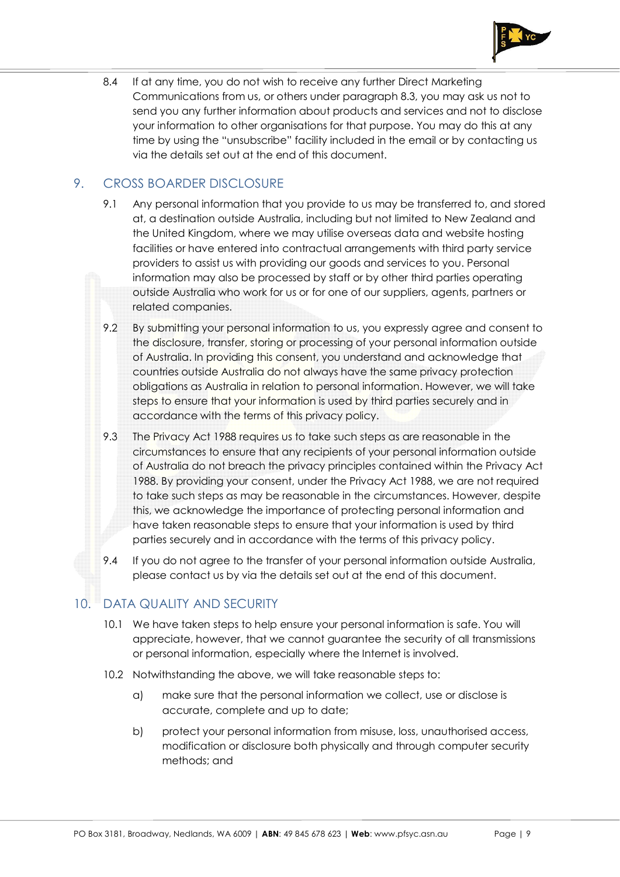8.4 If at any time, you do not wish to receive any further Direct Marketing Communications from us, or others under paragraph 8.3, you may ask us not to send you any further information about products and services and not to disclose your information to other organisations for that purpose. You may do this at any time by using the "unsubscribe" facility included in the email or by contacting us via the details set out at the end of this document.

## 9. CROSS BOARDER DISCLOSURE

9.1 Any personal information that you provide to us may be transferred to, and stored at, a destination outside Australia, including but not limited to New Zealand and the United Kingdom, where we may utilise overseas data and website hosting facilities or have entered into contractual arrangements with third party service providers to assist us with providing our goods and services to you. Personal information may also be processed by staff or by other third parties operating outside Australia who work for us or for one of our suppliers, agents, partners or related companies.

9.2 By submitting your personal information to us, you expressly agree and consent to the disclosure, transfer, storing or processing of your personal information outside of Australia. In providing this consent, you understand and acknowledge that countries outside Australia do not always have the same privacy protection obligations as Australia in relation to personal information. However, we will take steps to ensure that your information is used by third parties securely and in accordance with the terms of this privacy policy.

9.3 The Privacy Act 1988 requires us to take such steps as are reasonable in the circumstances to ensure that any recipients of your personal information outside of Australia do not breach the privacy principles contained within the Privacy Act 1988. By providing your consent, under the Privacy Act 1988, we are not required to take such steps as may be reasonable in the circumstances. However, despite this, we acknowledge the importance of protecting personal information and have taken reasonable steps to ensure that your information is used by third parties securely and in accordance with the terms of this privacy policy.

9.4 If you do not agree to the transfer of your personal information outside Australia, please contact us by via the details set out at the end of this document.

## 10. DATA QUALITY AND SECURITY

10.1 We have taken steps to help ensure your personal information is safe. You will appreciate, however, that we cannot guarantee the security of all transmissions or personal information, especially where the Internet is involved.

10.2 Notwithstanding the above, we will take reasonable steps to:

a) make sure that the personal information we collect, use or disclose is accurate, complete and up to date;

b) protect your personal information from misuse, loss, unauthorised access, modification or disclosure both physically and through computer security methods; and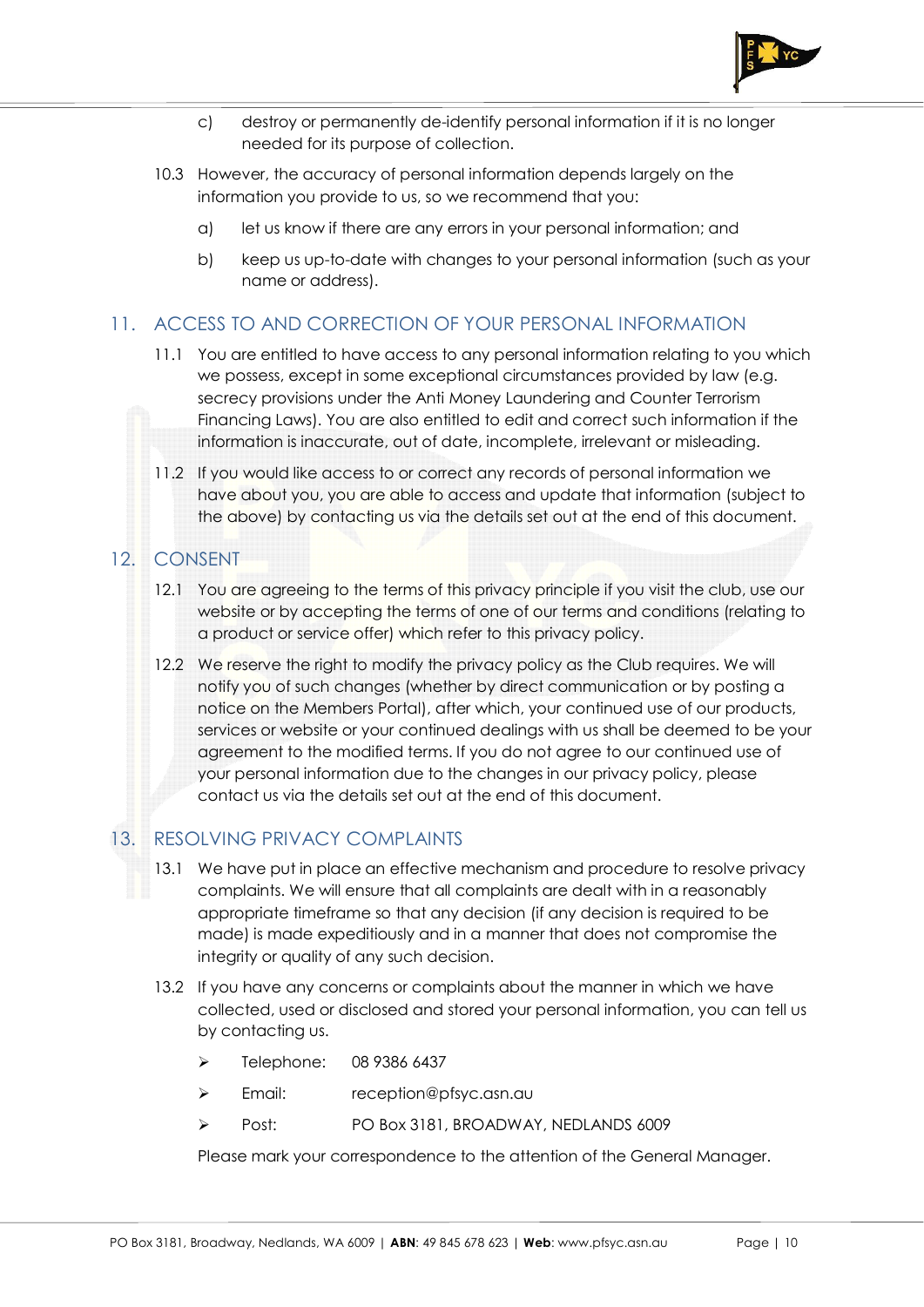c) destroy or permanently de-identify personal information if it is no longer needed for its purpose of collection.

10.3 However, the accuracy of personal information depends largely on the information you provide to us, so we recommend that you:

a) let us know if there are any errors in your personal information; and

b) keep us up-to-date with changes to your personal information (such as your name or address).

## 11. ACCESS TO AND CORRECTION OF YOUR PERSONAL INFORMATION

11.1 You are entitled to have access to any personal information relating to you which we possess, except in some exceptional circumstances provided by law (e.g. secrecy provisions under the Anti Money Laundering and Counter Terrorism Financing Laws). You are also entitled to edit and correct such information if the information is inaccurate, out of date, incomplete, irrelevant or misleading.

11.2 If you would like access to or correct any records of personal information we have about you, you are able to access and update that information (subject to the above) by contacting us via the details set out at the end of this document.

## 12. CONSENT

12.1 You are agreeing to the terms of this privacy principle if you visit the club, use our website or by accepting the terms of one of our terms and conditions (relating to a product or service offer) which refer to this privacy policy.

12.2 We reserve the right to modify the privacy policy as the Club requires. We will notify you of such changes (whether by direct communication or by posting a notice on the Members Portal), after which, your continued use of our products, services or website or your continued dealings with us shall be deemed to be your agreement to the modified terms. If you do not agree to our continued use of your personal information due to the changes in our privacy policy, please contact us via the details set out at the end of this document.

## 13. RESOLVING PRIVACY COMPLAINTS

13.1 We have put in place an effective mechanism and procedure to resolve privacy complaints. We will ensure that all complaints are dealt with in a reasonably appropriate timeframe so that any decision (if any decision is required to be made) is made expeditiously and in a manner that does not compromise the integrity or quality of any such decision.

13.2 If you have any concerns or complaints about the manner in which we have collected, used or disclosed and stored your personal information, you can tell us by contacting us.

- Telephone: 08 9386 6437
- Email: reception@pfsyc.asn.au
- Post: PO Box 3181, BROADWAY, NEDLANDS 6009

Please mark your correspondence to the attention of the General Manager.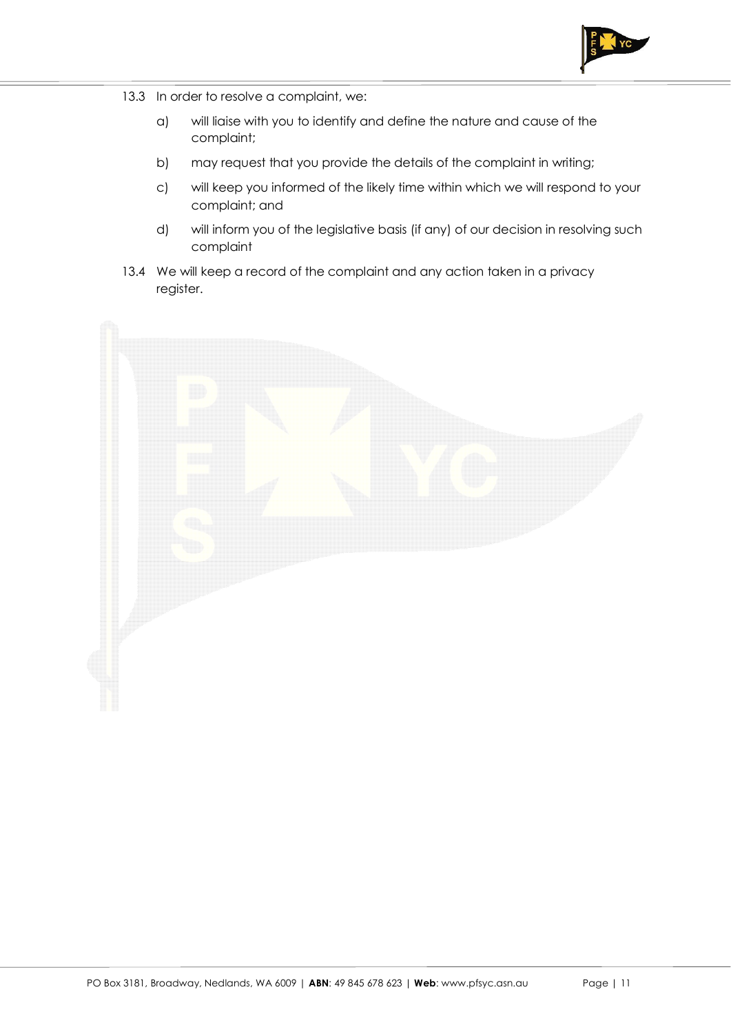13.3 In order to resolve a complaint, we:

a) will liaise with you to identify and define the nature and cause of the complaint;

b) may request that you provide the details of the complaint in writing;

c) will keep you informed of the likely time within which we will respond to your complaint; and

d) will inform you of the legislative basis (if any) of our decision in resolving such complaint

13.4 We will keep a record of the complaint and any action taken in a privacy register.